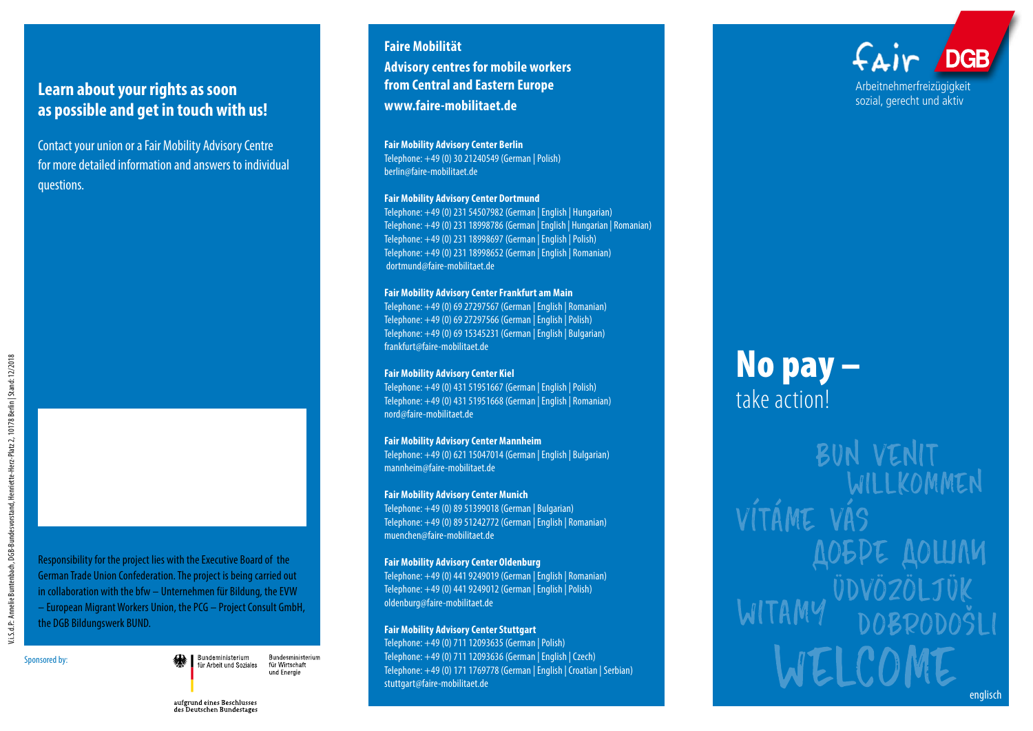## Learn about your rights as soon as possible and get in touch with us!

Contact your union or a Fair Mobility Advisory Centre for more detailed information and answers to individual questions.

Responsibility for the project lies with the Executive Board of the German Trade Union Confederation. The project is being carried out in collaboration with the bfw – Unternehmen für Bildung, the EVW – European Migrant Workers Union, the PCG – Project Consult GmbH, the DGB Bildungswerk BUND.

Sponsored by:

Bundesministerium für Arbeit und Soziales

Bundesministerium für Wirtschaft und Energie

aufgrund eines Beschlusses des Deutschen Bundestages

V.i.S.d.P.: Annelie Buntenbach, DGB-Bundesvorstand, Henriette-Herz-Platz 2, 10178 Berlin | Stand: 12/2018

## Faire Mobilität

**Advisory centres for mobile workers from Central and Eastern Europe**

**www.faire-mobilitaet.de**

**Fair Mobility Advisory Center Berlin**
Telephone: +49 (0) 30 21240549 (German | Polish)
berlin@faire-mobilitaet.de

**Fair Mobility Advisory Center Dortmund**
Telephone: +49 (0) 231 54507982 (German | English | Hungarian)
Telephone: +49 (0) 231 18998786 (German | English | Hungarian | Romanian)
Telephone: +49 (0) 231 18998697 (German | English | Polish)
Telephone: +49 (0) 231 18998652 (German | English | Romanian)
dortmund@faire-mobilitaet.de

**Fair Mobility Advisory Center Frankfurt am Main**
Telephone: +49 (0) 69 27297567 (German | English | Romanian)
Telephone: +49 (0) 69 27297566 (German | English | Polish)
Telephone: +49 (0) 69 15345231 (German | English | Bulgarian)
frankfurt@faire-mobilitaet.de

**Fair Mobility Advisory Center Kiel**
Telephone: +49 (0) 431 51951667 (German | English | Polish)
Telephone: +49 (0) 431 51951668 (German | English | Romanian)
nord@faire-mobilitaet.de

**Fair Mobility Advisory Center Mannheim**
Telephone: +49 (0) 621 15047014 (German | English | Bulgarian)
mannheim@faire-mobilitaet.de

**Fair Mobility Advisory Center Munich**
Telephone: +49 (0) 89 51399018 (German | Bulgarian)
Telephone: +49 (0) 89 51242772 (German | English | Romanian)
muenchen@faire-mobilitaet.de

**Fair Mobility Advisory Center Oldenburg**
Telephone: +49 (0) 441 9249019 (German | English | Romanian)
Telephone: +49 (0) 441 9249012 (German | English | Polish)
oldenburg@faire-mobilitaet.de

**Fair Mobility Advisory Center Stuttgart**
Telephone: +49 (0) 711 12093635 (German | Polish)
Telephone: +49 (0) 711 12093636 (German | English | Czech)
Telephone: +49 (0) 171 1769778 (German | English | Croatian | Serbian)
stuttgart@faire-mobilitaet.de

fair DGB

Arbeitnehmerfreizügigkeit sozial, gerecht und aktiv

# No pay –

take action!

BUN VENIT WILLKOMMEN VÍTÁME VÁS ДОБРЕ ДОШЛИ ÜDVÖZÖLJÜK WITAMY DOBRODOŠLI WELCOME

englisch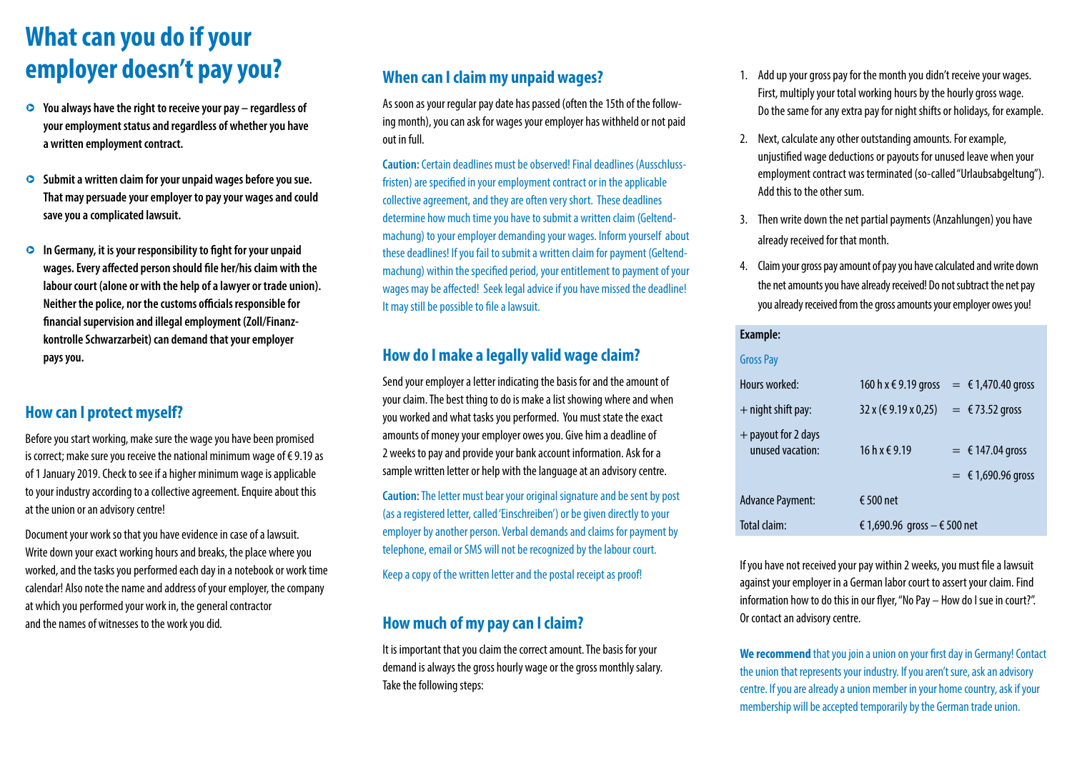# What can you do if your employer doesn't pay you?

- **You always have the right to receive your pay – regardless of your employment status and regardless of whether you have a written employment contract.**
- **Submit a written claim for your unpaid wages before you sue. That may persuade your employer to pay your wages and could save you a complicated lawsuit.**
- **In Germany, it is your responsibility to fight for your unpaid wages. Every affected person should file her/his claim with the labour court (alone or with the help of a lawyer or trade union). Neither the police, nor the customs officials responsible for financial supervision and illegal employment (Zoll/Finanzkontrolle Schwarzarbeit) can demand that your employer pays you.**

## How can I protect myself?

Before you start working, make sure the wage you have been promised is correct; make sure you receive the national minimum wage of € 9.19 as of 1 January 2019. Check to see if a higher minimum wage is applicable to your industry according to a collective agreement. Enquire about this at the union or an advisory centre!

Document your work so that you have evidence in case of a lawsuit. Write down your exact working hours and breaks, the place where you worked, and the tasks you performed each day in a notebook or work time calendar! Also note the name and address of your employer, the company at which you performed your work in, the general contractor and the names of witnesses to the work you did.

## When can I claim my unpaid wages?

As soon as your regular pay date has passed (often the 15th of the following month), you can ask for wages your employer has withheld or not paid out in full.

**Caution:** Certain deadlines must be observed! Final deadlines (Ausschlussfristen) are specified in your employment contract or in the applicable collective agreement, and they are often very short. These deadlines determine how much time you have to submit a written claim (Geltendmachung) to your employer demanding your wages. Inform yourself about these deadlines! If you fail to submit a written claim for payment (Geltendmachung) within the specified period, your entitlement to payment of your wages may be affected! Seek legal advice if you have missed the deadline! It may still be possible to file a lawsuit.

## How do I make a legally valid wage claim?

Send your employer a letter indicating the basis for and the amount of your claim. The best thing to do is make a list showing where and when you worked and what tasks you performed. You must state the exact amounts of money your employer owes you. Give him a deadline of 2 weeks to pay and provide your bank account information. Ask for a sample written letter or help with the language at an advisory centre.

**Caution:** The letter must bear your original signature and be sent by post (as a registered letter, called 'Einschreiben') or be given directly to your employer by another person. Verbal demands and claims for payment by telephone, email or SMS will not be recognized by the labour court.

Keep a copy of the written letter and the postal receipt as proof!

## How much of my pay can I claim?

It is important that you claim the correct amount. The basis for your demand is always the gross hourly wage or the gross monthly salary. Take the following steps:

1. Add up your gross pay for the month you didn't receive your wages. First, multiply your total working hours by the hourly gross wage. Do the same for any extra pay for night shifts or holidays, for example.
2. Next, calculate any other outstanding amounts. For example, unjustified wage deductions or payouts for unused leave when your employment contract was terminated (so-called "Urlaubsabgeltung"). Add this to the other sum.
3. Then write down the net partial payments (Anzahlungen) you have already received for that month.
4. Claim your gross pay amount of pay you have calculated and write down the net amounts you have already received! Do not subtract the net pay you already received from the gross amounts your employer owes you!

| Example: | | |
|---|---|---|
| Gross Pay | | |
| Hours worked: | 160 h x € 9.19 gross | = € 1,470.40 gross |
| + night shift pay: | 32 x (€ 9.19 x 0,25) | = € 73.52 gross |
| + payout for 2 days unused vacation: | 16 h x € 9.19 | = € 147.04 gross |
| | | = € 1,690.96 gross |
| Advance Payment: | € 500 net | |
| Total claim: | € 1,690.96 gross – € 500 net | |

If you have not received your pay within 2 weeks, you must file a lawsuit against your employer in a German labor court to assert your claim. Find information how to do this in our flyer, "No Pay – How do I sue in court?". Or contact an advisory centre.

**We recommend** that you join a union on your first day in Germany! Contact the union that represents your industry. If you aren't sure, ask an advisory centre. If you are already a union member in your home country, ask if your membership will be accepted temporarily by the German trade union.